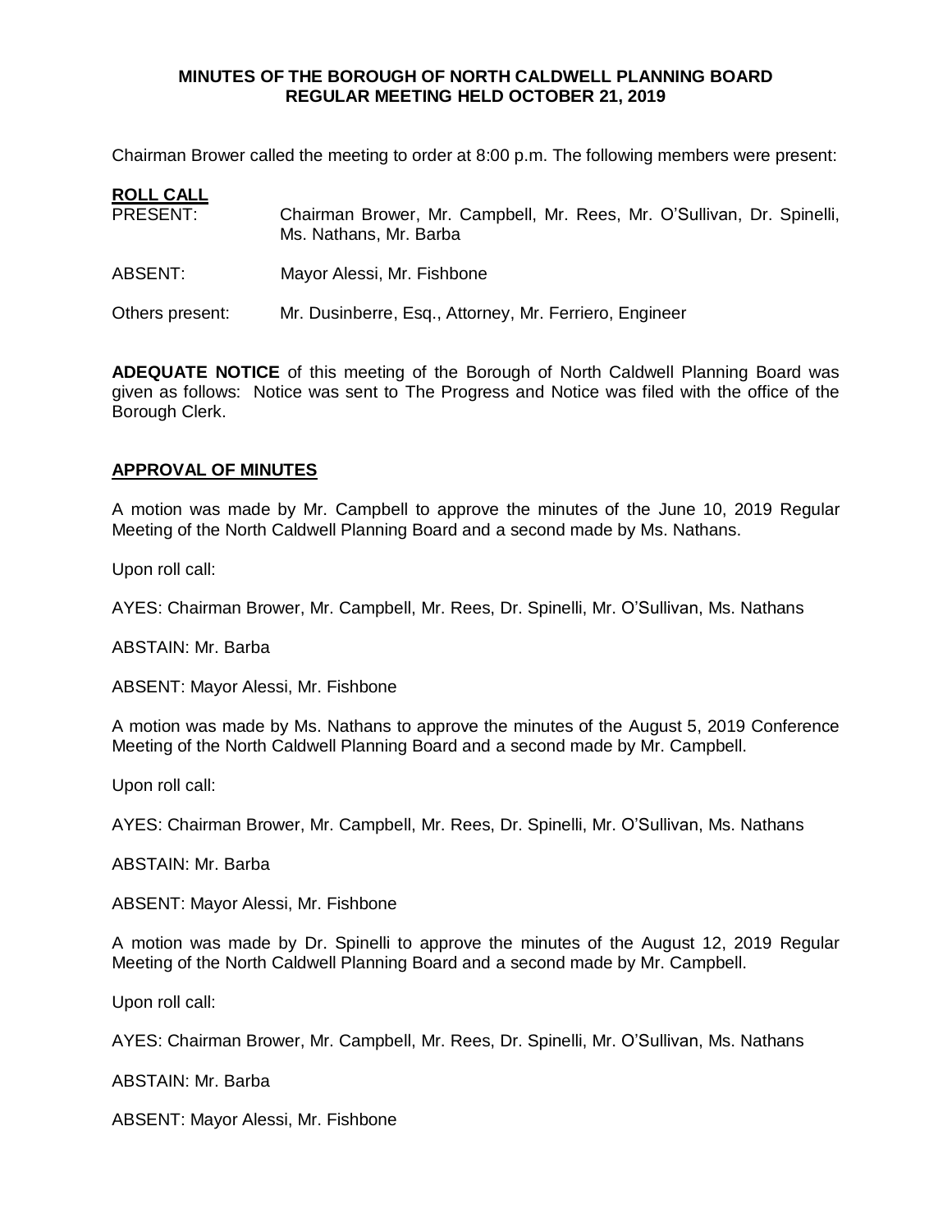**MINUTES OF THE BOROUGH OF NORTH CALDWELL PLANNING BOARD REGULAR MEETING HELD OCTOBER 21, 2019**

Chairman Brower called the meeting to order at 8:00 p.m. The following members were present:

**ROLL CALL**

PRESENT: Chairman Brower, Mr. Campbell, Mr. Rees, Mr. O'Sullivan, Dr. Spinelli, Ms. Nathans, Mr. Barba

ABSENT: Mayor Alessi, Mr. Fishbone

Others present: Mr. Dusinberre, Esq., Attorney, Mr. Ferriero, Engineer

**ADEQUATE NOTICE** of this meeting of the Borough of North Caldwell Planning Board was given as follows: Notice was sent to The Progress and Notice was filed with the office of the Borough Clerk.

**APPROVAL OF MINUTES**

A motion was made by Mr. Campbell to approve the minutes of the June 10, 2019 Regular Meeting of the North Caldwell Planning Board and a second made by Ms. Nathans.

Upon roll call:

AYES: Chairman Brower, Mr. Campbell, Mr. Rees, Dr. Spinelli, Mr. O'Sullivan, Ms. Nathans

ABSTAIN: Mr. Barba

ABSENT: Mayor Alessi, Mr. Fishbone

A motion was made by Ms. Nathans to approve the minutes of the August 5, 2019 Conference Meeting of the North Caldwell Planning Board and a second made by Mr. Campbell.

Upon roll call:

AYES: Chairman Brower, Mr. Campbell, Mr. Rees, Dr. Spinelli, Mr. O'Sullivan, Ms. Nathans

ABSTAIN: Mr. Barba

ABSENT: Mayor Alessi, Mr. Fishbone

A motion was made by Dr. Spinelli to approve the minutes of the August 12, 2019 Regular Meeting of the North Caldwell Planning Board and a second made by Mr. Campbell.

Upon roll call:

AYES: Chairman Brower, Mr. Campbell, Mr. Rees, Dr. Spinelli, Mr. O'Sullivan, Ms. Nathans

ABSTAIN: Mr. Barba

ABSENT: Mayor Alessi, Mr. Fishbone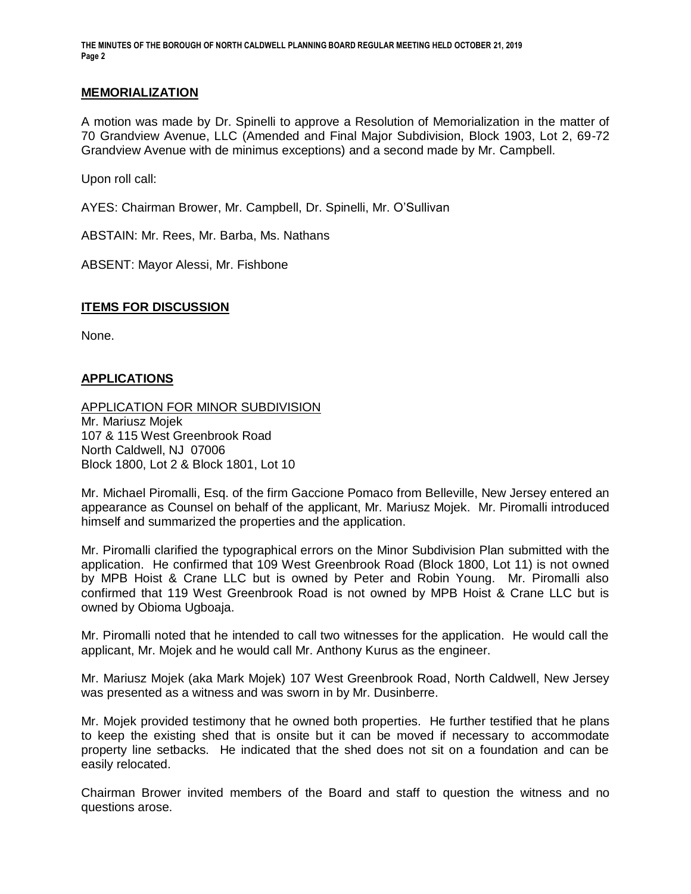## MEMORIALIZATION

A motion was made by Dr. Spinelli to approve a Resolution of Memorialization in the matter of 70 Grandview Avenue, LLC (Amended and Final Major Subdivision, Block 1903, Lot 2, 69-72 Grandview Avenue with de minimus exceptions) and a second made by Mr. Campbell.

Upon roll call:

AYES: Chairman Brower, Mr. Campbell, Dr. Spinelli, Mr. O'Sullivan

ABSTAIN: Mr. Rees, Mr. Barba, Ms. Nathans

ABSENT: Mayor Alessi, Mr. Fishbone

## ITEMS FOR DISCUSSION

None.

## APPLICATIONS

APPLICATION FOR MINOR SUBDIVISION
Mr. Mariusz Mojek
107 & 115 West Greenbrook Road
North Caldwell, NJ 07006
Block 1800, Lot 2 & Block 1801, Lot 10

Mr. Michael Piromalli, Esq. of the firm Gaccione Pomaco from Belleville, New Jersey entered an appearance as Counsel on behalf of the applicant, Mr. Mariusz Mojek. Mr. Piromalli introduced himself and summarized the properties and the application.

Mr. Piromalli clarified the typographical errors on the Minor Subdivision Plan submitted with the application. He confirmed that 109 West Greenbrook Road (Block 1800, Lot 11) is not owned by MPB Hoist & Crane LLC but is owned by Peter and Robin Young. Mr. Piromalli also confirmed that 119 West Greenbrook Road is not owned by MPB Hoist & Crane LLC but is owned by Obioma Ugboaja.

Mr. Piromalli noted that he intended to call two witnesses for the application. He would call the applicant, Mr. Mojek and he would call Mr. Anthony Kurus as the engineer.

Mr. Mariusz Mojek (aka Mark Mojek) 107 West Greenbrook Road, North Caldwell, New Jersey was presented as a witness and was sworn in by Mr. Dusinberre.

Mr. Mojek provided testimony that he owned both properties. He further testified that he plans to keep the existing shed that is onsite but it can be moved if necessary to accommodate property line setbacks. He indicated that the shed does not sit on a foundation and can be easily relocated.

Chairman Brower invited members of the Board and staff to question the witness and no questions arose.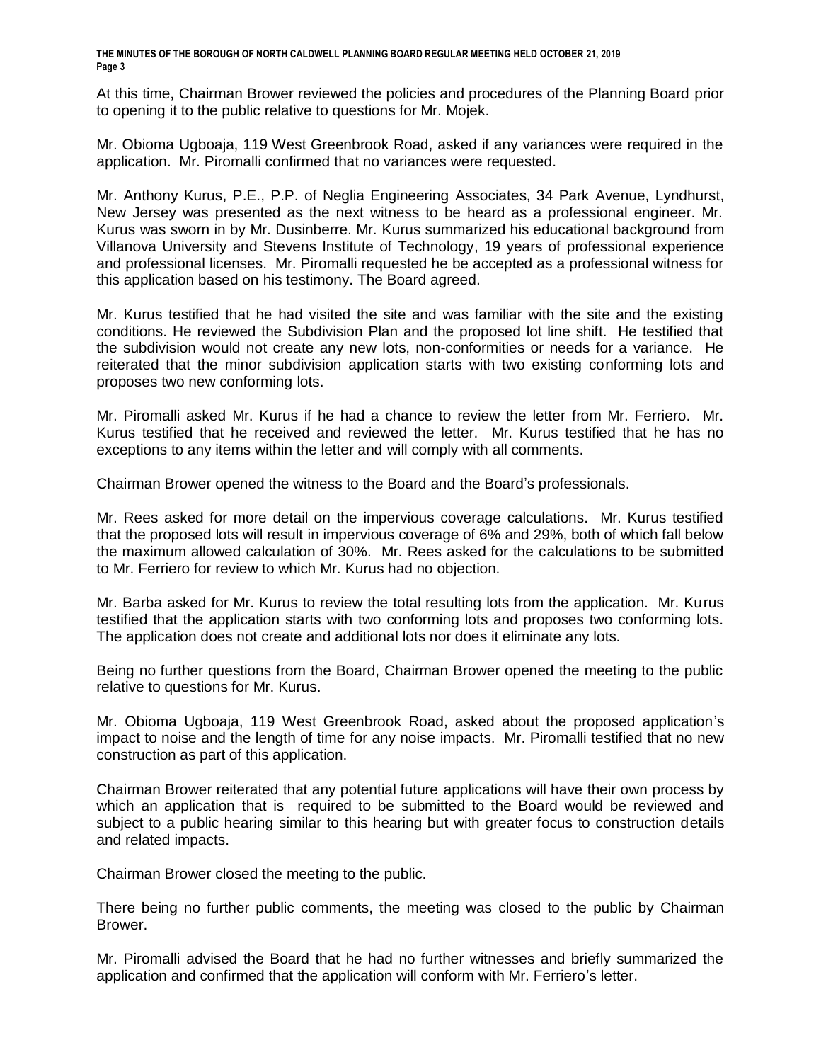At this time, Chairman Brower reviewed the policies and procedures of the Planning Board prior to opening it to the public relative to questions for Mr. Mojek.

Mr. Obioma Ugboaja, 119 West Greenbrook Road, asked if any variances were required in the application. Mr. Piromalli confirmed that no variances were requested.

Mr. Anthony Kurus, P.E., P.P. of Neglia Engineering Associates, 34 Park Avenue, Lyndhurst, New Jersey was presented as the next witness to be heard as a professional engineer. Mr. Kurus was sworn in by Mr. Dusinberre. Mr. Kurus summarized his educational background from Villanova University and Stevens Institute of Technology, 19 years of professional experience and professional licenses. Mr. Piromalli requested he be accepted as a professional witness for this application based on his testimony. The Board agreed.

Mr. Kurus testified that he had visited the site and was familiar with the site and the existing conditions. He reviewed the Subdivision Plan and the proposed lot line shift. He testified that the subdivision would not create any new lots, non-conformities or needs for a variance. He reiterated that the minor subdivision application starts with two existing conforming lots and proposes two new conforming lots.

Mr. Piromalli asked Mr. Kurus if he had a chance to review the letter from Mr. Ferriero. Mr. Kurus testified that he received and reviewed the letter. Mr. Kurus testified that he has no exceptions to any items within the letter and will comply with all comments.

Chairman Brower opened the witness to the Board and the Board's professionals.

Mr. Rees asked for more detail on the impervious coverage calculations. Mr. Kurus testified that the proposed lots will result in impervious coverage of 6% and 29%, both of which fall below the maximum allowed calculation of 30%. Mr. Rees asked for the calculations to be submitted to Mr. Ferriero for review to which Mr. Kurus had no objection.

Mr. Barba asked for Mr. Kurus to review the total resulting lots from the application. Mr. Kurus testified that the application starts with two conforming lots and proposes two conforming lots. The application does not create and additional lots nor does it eliminate any lots.

Being no further questions from the Board, Chairman Brower opened the meeting to the public relative to questions for Mr. Kurus.

Mr. Obioma Ugboaja, 119 West Greenbrook Road, asked about the proposed application's impact to noise and the length of time for any noise impacts. Mr. Piromalli testified that no new construction as part of this application.

Chairman Brower reiterated that any potential future applications will have their own process by which an application that is required to be submitted to the Board would be reviewed and subject to a public hearing similar to this hearing but with greater focus to construction details and related impacts.

Chairman Brower closed the meeting to the public.

There being no further public comments, the meeting was closed to the public by Chairman Brower.

Mr. Piromalli advised the Board that he had no further witnesses and briefly summarized the application and confirmed that the application will conform with Mr. Ferriero's letter.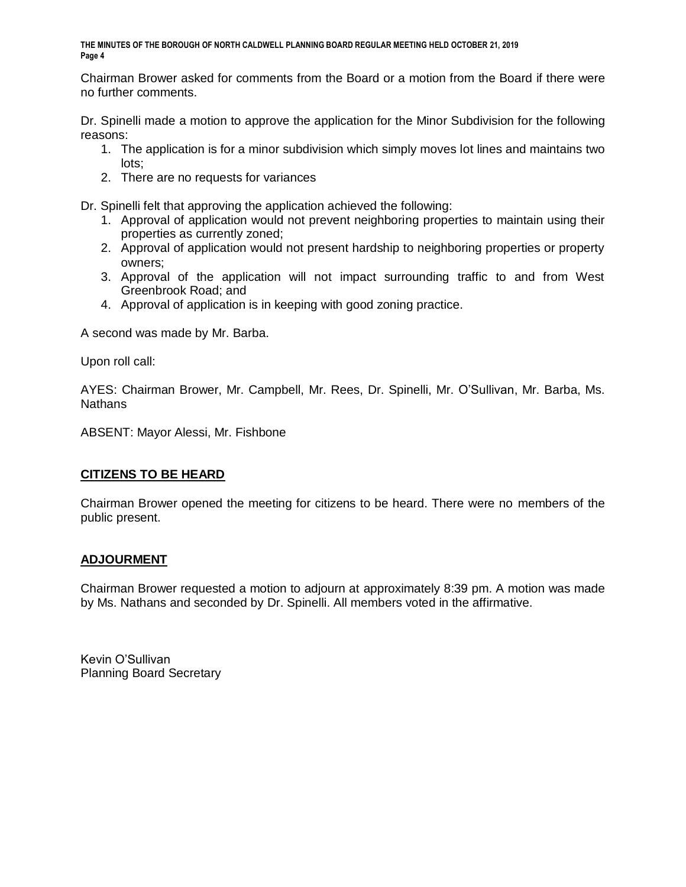Chairman Brower asked for comments from the Board or a motion from the Board if there were no further comments.

Dr. Spinelli made a motion to approve the application for the Minor Subdivision for the following reasons:

1. The application is for a minor subdivision which simply moves lot lines and maintains two lots;
2. There are no requests for variances

Dr. Spinelli felt that approving the application achieved the following:

1. Approval of application would not prevent neighboring properties to maintain using their properties as currently zoned;
2. Approval of application would not present hardship to neighboring properties or property owners;
3. Approval of the application will not impact surrounding traffic to and from West Greenbrook Road; and
4. Approval of application is in keeping with good zoning practice.

A second was made by Mr. Barba.

Upon roll call:

AYES: Chairman Brower, Mr. Campbell, Mr. Rees, Dr. Spinelli, Mr. O'Sullivan, Mr. Barba, Ms. Nathans

ABSENT: Mayor Alessi, Mr. Fishbone

## CITIZENS TO BE HEARD

Chairman Brower opened the meeting for citizens to be heard. There were no members of the public present.

## ADJOURMENT

Chairman Brower requested a motion to adjourn at approximately 8:39 pm. A motion was made by Ms. Nathans and seconded by Dr. Spinelli. All members voted in the affirmative.

Kevin O'Sullivan
Planning Board Secretary